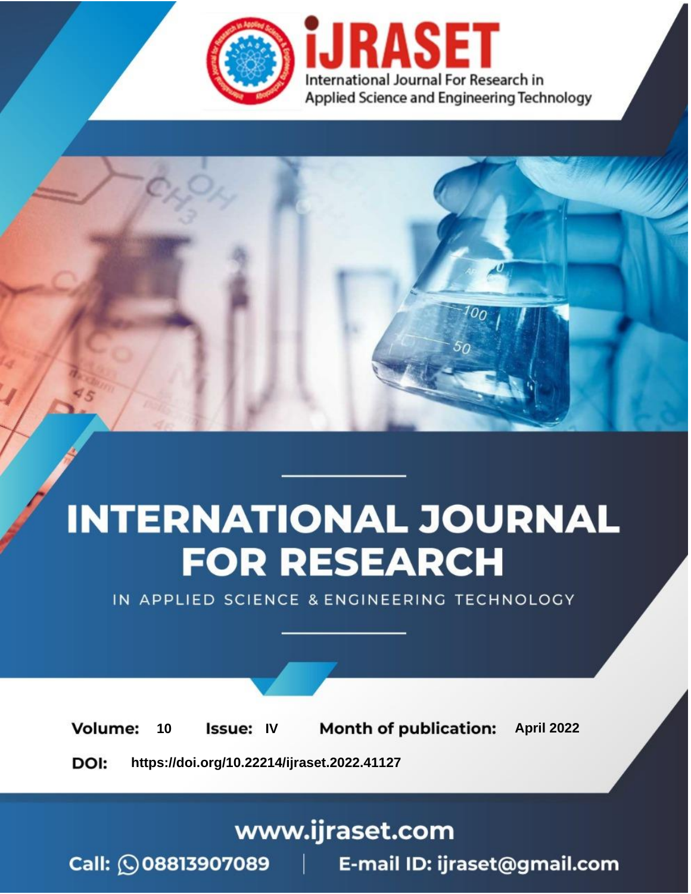# INTERNATIONAL JOURNAL FOR RESEARCH

IN APPLIED SCIENCE & ENGINEERING TECHNOLOGY

**Volume:** 10 **Issue:** IV **Month of publication:** April 2022

**DOI:** https://doi.org/10.22214/ijraset.2022.41127

www.ijraset.com

Call: 08813907089 | E-mail ID: ijraset@gmail.com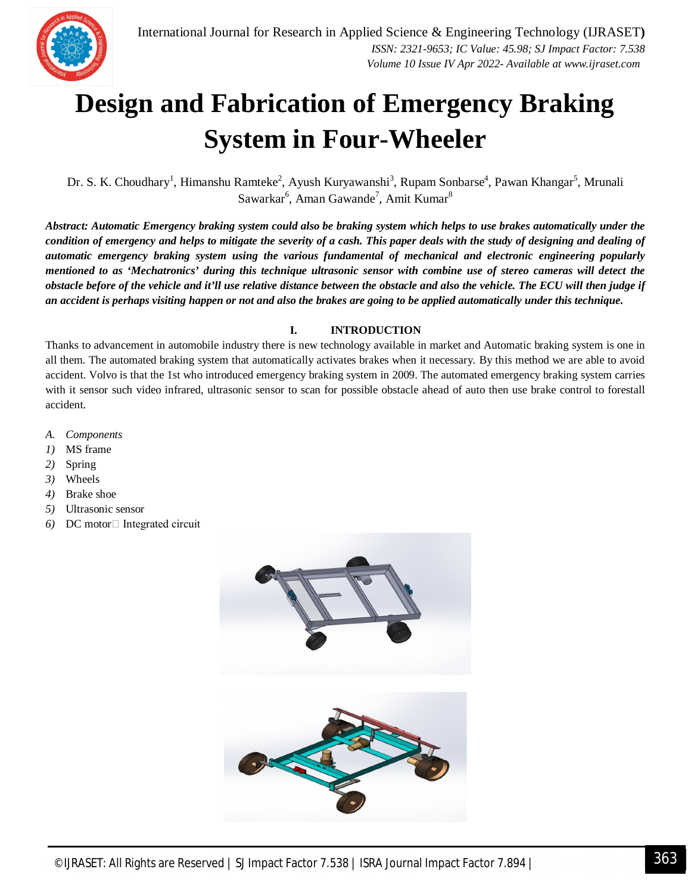# Design and Fabrication of Emergency Braking System in Four-Wheeler

Dr. S. K. Choudhary[1], Himanshu Ramteke[2], Ayush Kuryawanshi[3], Rupam Sonbarse[4], Pawan Khangar[5], Mrunali Sawarkar[6], Aman Gawande[7], Amit Kumar[8]

***Abstract:** Automatic Emergency braking system could also be braking system which helps to use brakes automatically under the condition of emergency and helps to mitigate the severity of a cash. This paper deals with the study of designing and dealing of automatic emergency braking system using the various fundamental of mechanical and electronic engineering popularly mentioned to as 'Mechatronics' during this technique ultrasonic sensor with combine use of stereo cameras will detect the obstacle before of the vehicle and it'll use relative distance between the obstacle and also the vehicle. The ECU will then judge if an accident is perhaps visiting happen or not and also the brakes are going to be applied automatically under this technique.*

## I. INTRODUCTION

Thanks to advancement in automobile industry there is new technology available in market and Automatic braking system is one in all them. The automated braking system that automatically activates brakes when it necessary. By this method we are able to avoid accident. Volvo is that the 1st who introduced emergency braking system in 2009. The automated emergency braking system carries with it sensor such video infrared, ultrasonic sensor to scan for possible obstacle ahead of auto then use brake control to forestall accident.

*A. Components*

1) MS frame
2) Spring
3) Wheels
4) Brake shoe
5) Ultrasonic sensor
6) DC motor Integrated circuit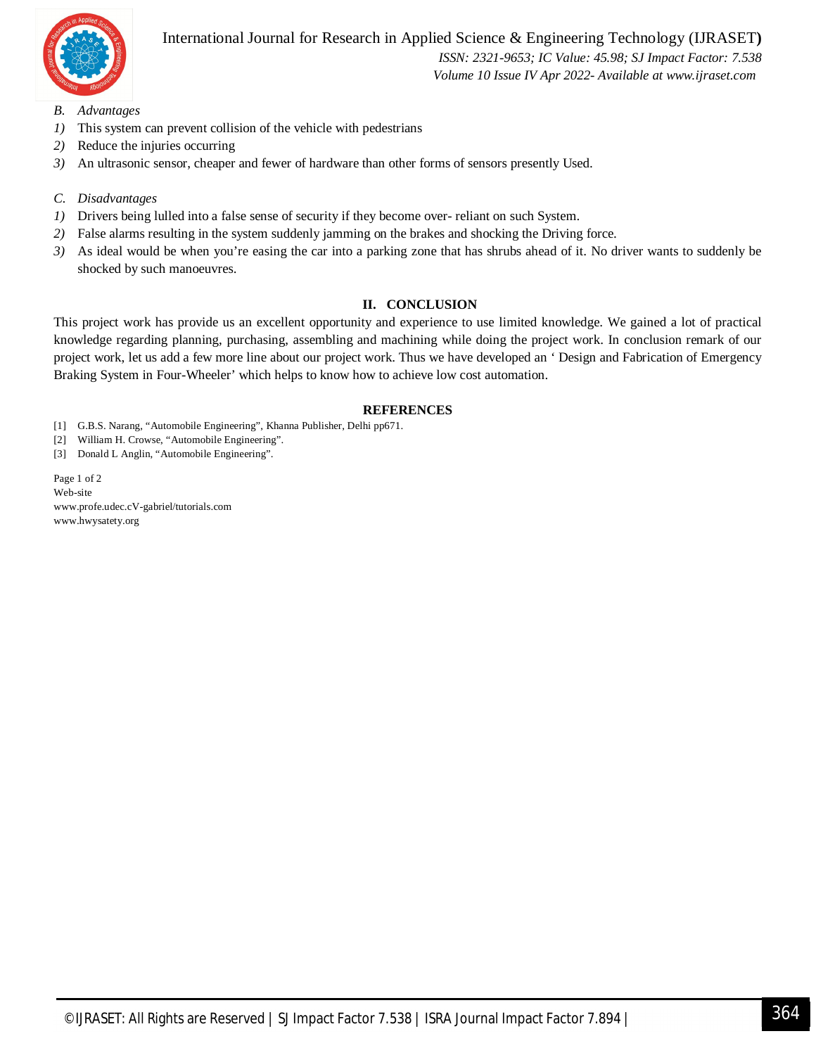### *B. Advantages*

1) This system can prevent collision of the vehicle with pedestrians
2) Reduce the injuries occurring
3) An ultrasonic sensor, cheaper and fewer of hardware than other forms of sensors presently Used.

### *C. Disadvantages*

1) Drivers being lulled into a false sense of security if they become over- reliant on such System.
2) False alarms resulting in the system suddenly jamming on the brakes and shocking the Driving force.
3) As ideal would be when you're easing the car into a parking zone that has shrubs ahead of it. No driver wants to suddenly be shocked by such manoeuvres.

## II. CONCLUSION

This project work has provide us an excellent opportunity and experience to use limited knowledge. We gained a lot of practical knowledge regarding planning, purchasing, assembling and machining while doing the project work. In conclusion remark of our project work, let us add a few more line about our project work. Thus we have developed an ' Design and Fabrication of Emergency Braking System in Four-Wheeler' which helps to know how to achieve low cost automation.

## REFERENCES

[1] G.B.S. Narang, "Automobile Engineering", Khanna Publisher, Delhi pp671.
[2] William H. Crowse, "Automobile Engineering".
[3] Donald L Anglin, "Automobile Engineering".

Page 1 of 2
Web-site
www.profe.udec.cV-gabriel/tutorials.com
www.hwysatety.org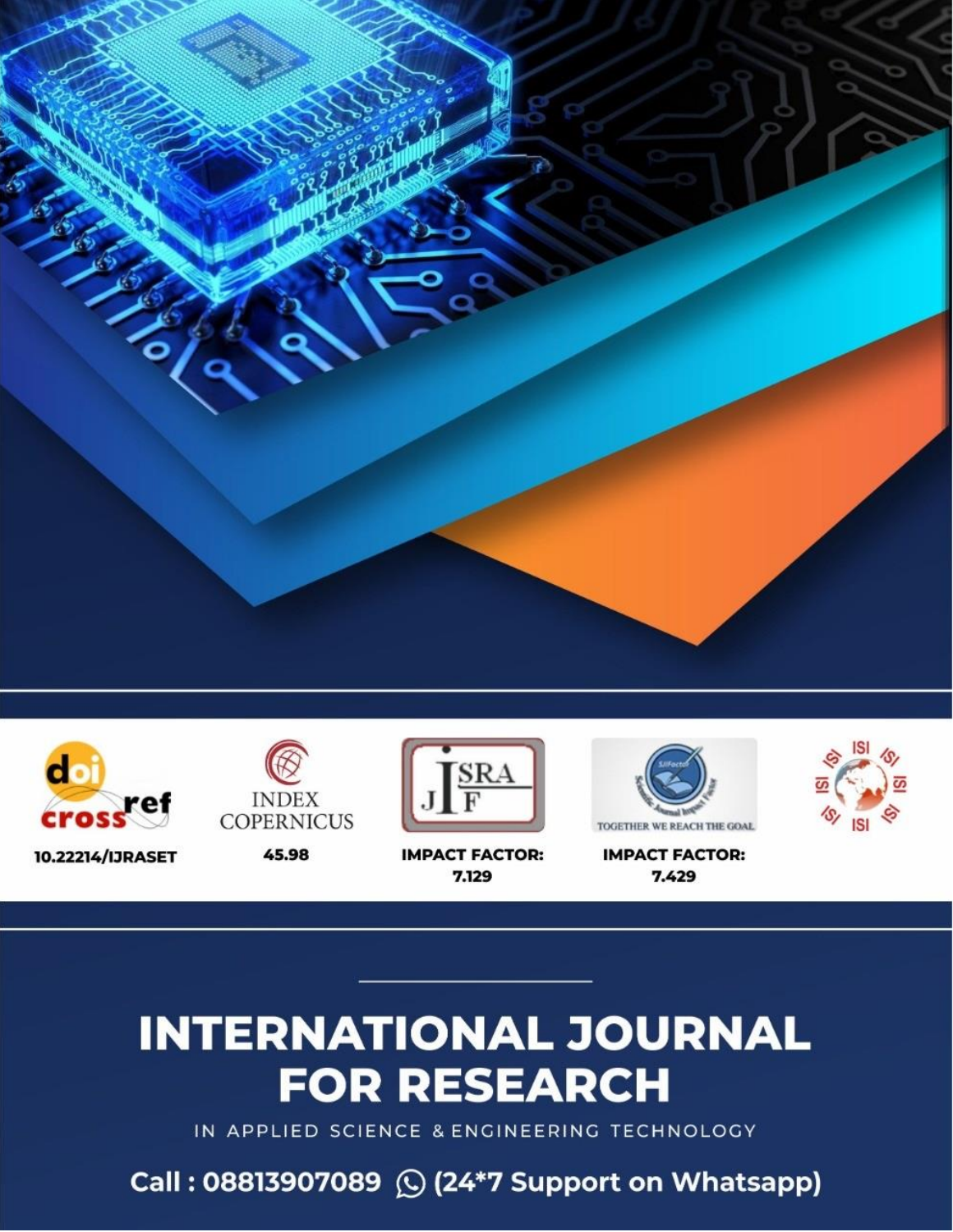10.22214/IJRASET

45.98

IMPACT FACTOR: 7.129

IMPACT FACTOR: 7.429

# INTERNATIONAL JOURNAL FOR RESEARCH

IN APPLIED SCIENCE & ENGINEERING TECHNOLOGY

Call : 08813907089 (24*7 Support on Whatsapp)